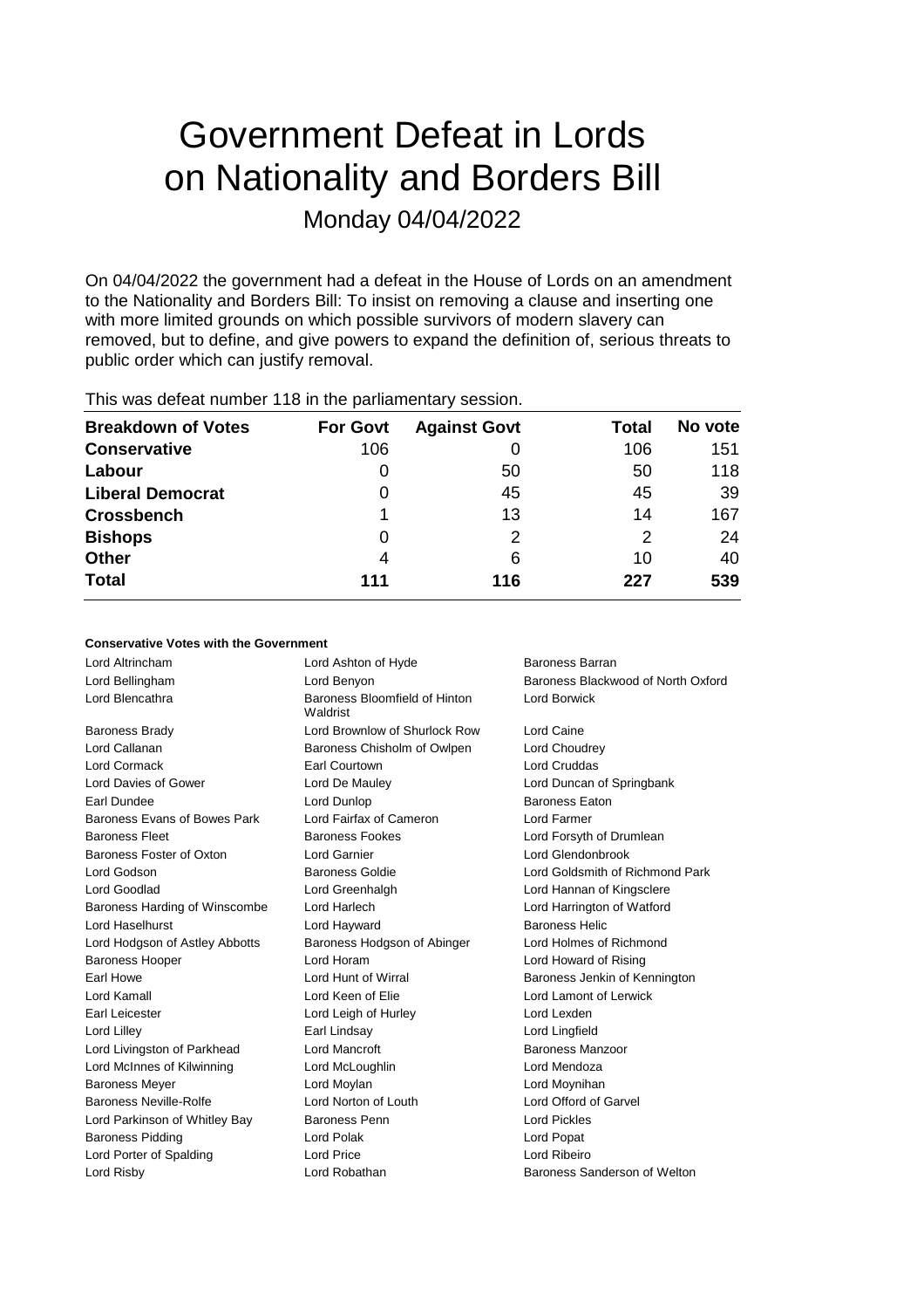# Government Defeat in Lords on Nationality and Borders Bill

Monday 04/04/2022

On 04/04/2022 the government had a defeat in the House of Lords on an amendment to the Nationality and Borders Bill: To insist on removing a clause and inserting one with more limited grounds on which possible survivors of modern slavery can removed, but to define, and give powers to expand the definition of, serious threats to public order which can justify removal.

This was defeat number 118 in the parliamentary session.

| Breakdown of Votes | For Govt | Against Govt | Total | No vote |
|---|---|---|---|---|
| **Conservative** | 106 | 0 | 106 | 151 |
| **Labour** | 0 | 50 | 50 | 118 |
| **Liberal Democrat** | 0 | 45 | 45 | 39 |
| **Crossbench** | 1 | 13 | 14 | 167 |
| **Bishops** | 0 | 2 | 2 | 24 |
| **Other** | 4 | 6 | 10 | 40 |
| **Total** | **111** | **116** | **227** | **539** |

**Conservative Votes with the Government**

| | | |
|---|---|---|
| Lord Altrincham | Lord Ashton of Hyde | Baroness Barran |
| Lord Bellingham | Lord Benyon | Baroness Blackwood of North Oxford |
| Lord Blencathra | Baroness Bloomfield of Hinton Waldrist | Lord Borwick |
| Baroness Brady | Lord Brownlow of Shurlock Row | Lord Caine |
| Lord Callanan | Baroness Chisholm of Owlpen | Lord Choudrey |
| Lord Cormack | Earl Courtown | Lord Cruddas |
| Lord Davies of Gower | Lord De Mauley | Lord Duncan of Springbank |
| Earl Dundee | Lord Dunlop | Baroness Eaton |
| Baroness Evans of Bowes Park | Lord Fairfax of Cameron | Lord Farmer |
| Baroness Fleet | Baroness Fookes | Lord Forsyth of Drumlean |
| Baroness Foster of Oxton | Lord Garnier | Lord Glendonbrook |
| Lord Godson | Baroness Goldie | Lord Goldsmith of Richmond Park |
| Lord Goodlad | Lord Greenhalgh | Lord Hannan of Kingsclere |
| Baroness Harding of Winscombe | Lord Harlech | Lord Harrington of Watford |
| Lord Haselhurst | Lord Hayward | Baroness Helic |
| Lord Hodgson of Astley Abbotts | Baroness Hodgson of Abinger | Lord Holmes of Richmond |
| Baroness Hooper | Lord Horam | Lord Howard of Rising |
| Earl Howe | Lord Hunt of Wirral | Baroness Jenkin of Kennington |
| Lord Kamall | Lord Keen of Elie | Lord Lamont of Lerwick |
| Earl Leicester | Lord Leigh of Hurley | Lord Lexden |
| Lord Lilley | Earl Lindsay | Lord Lingfield |
| Lord Livingston of Parkhead | Lord Mancroft | Baroness Manzoor |
| Lord McInnes of Kilwinning | Lord McLoughlin | Lord Mendoza |
| Baroness Meyer | Lord Moylan | Lord Moynihan |
| Baroness Neville-Rolfe | Lord Norton of Louth | Lord Offord of Garvel |
| Lord Parkinson of Whitley Bay | Baroness Penn | Lord Pickles |
| Baroness Pidding | Lord Polak | Lord Popat |
| Lord Porter of Spalding | Lord Price | Lord Ribeiro |
| Lord Risby | Lord Robathan | Baroness Sanderson of Welton |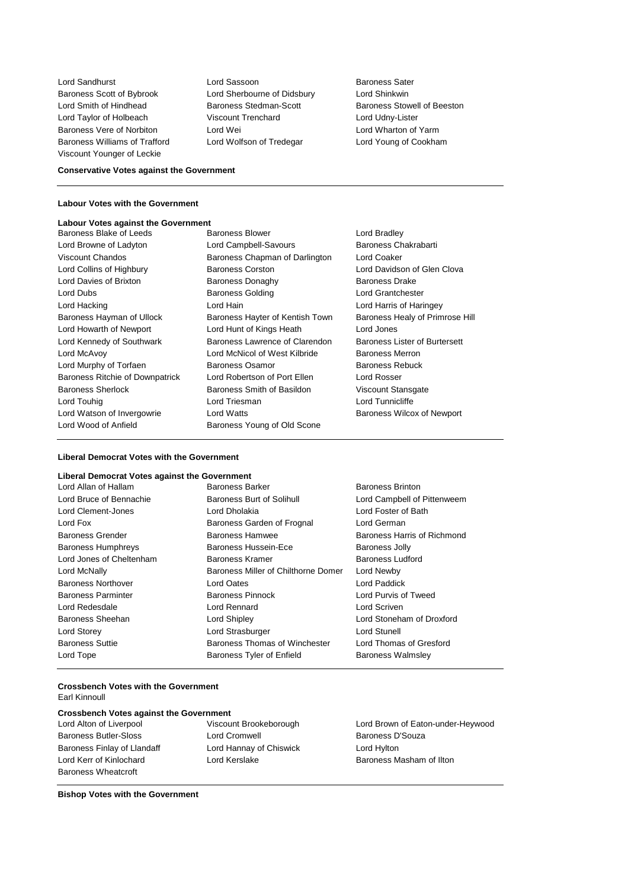Lord Sandhurst
Lord Sassoon
Baroness Sater
Baroness Scott of Bybrook
Lord Sherbourne of Didsbury
Lord Shinkwin
Lord Smith of Hindhead
Baroness Stedman-Scott
Baroness Stowell of Beeston
Lord Taylor of Holbeach
Viscount Trenchard
Lord Udny-Lister
Baroness Vere of Norbiton
Lord Wei
Lord Wharton of Yarm
Baroness Williams of Trafford
Lord Wolfson of Tredegar
Lord Young of Cookham
Viscount Younger of Leckie

**Conservative Votes against the Government**

---

**Labour Votes with the Government**

**Labour Votes against the Government**

Baroness Blake of Leeds
Baroness Blower
Lord Bradley
Lord Browne of Ladyton
Lord Campbell-Savours
Baroness Chakrabarti
Viscount Chandos
Baroness Chapman of Darlington
Lord Coaker
Lord Collins of Highbury
Baroness Corston
Lord Davidson of Glen Clova
Lord Davies of Brixton
Baroness Donaghy
Baroness Drake
Lord Dubs
Baroness Golding
Lord Grantchester
Lord Hacking
Lord Hain
Lord Harris of Haringey
Baroness Hayman of Ullock
Baroness Hayter of Kentish Town
Baroness Healy of Primrose Hill
Lord Howarth of Newport
Lord Hunt of Kings Heath
Lord Jones
Lord Kennedy of Southwark
Baroness Lawrence of Clarendon
Baroness Lister of Burtersett
Lord McAvoy
Lord McNicol of West Kilbride
Baroness Merron
Lord Murphy of Torfaen
Baroness Osamor
Baroness Rebuck
Baroness Ritchie of Downpatrick
Lord Robertson of Port Ellen
Lord Rosser
Baroness Sherlock
Baroness Smith of Basildon
Viscount Stansgate
Lord Touhig
Lord Triesman
Lord Tunnicliffe
Lord Watson of Invergowrie
Lord Watts
Baroness Wilcox of Newport
Lord Wood of Anfield
Baroness Young of Old Scone

---

**Liberal Democrat Votes with the Government**

**Liberal Democrat Votes against the Government**

Lord Allan of Hallam
Baroness Barker
Baroness Brinton
Lord Bruce of Bennachie
Baroness Burt of Solihull
Lord Campbell of Pittenweem
Lord Clement-Jones
Lord Dholakia
Lord Foster of Bath
Lord Fox
Baroness Garden of Frognal
Lord German
Baroness Grender
Baroness Hamwee
Baroness Harris of Richmond
Baroness Humphreys
Baroness Hussein-Ece
Baroness Jolly
Lord Jones of Cheltenham
Baroness Kramer
Baroness Ludford
Lord McNally
Baroness Miller of Chilthorne Domer
Lord Newby
Baroness Northover
Lord Oates
Lord Paddick
Baroness Parminter
Baroness Pinnock
Lord Purvis of Tweed
Lord Redesdale
Lord Rennard
Lord Scriven
Baroness Sheehan
Lord Shipley
Lord Stoneham of Droxford
Lord Storey
Lord Strasburger
Lord Stunell
Baroness Suttie
Baroness Thomas of Winchester
Lord Thomas of Gresford
Lord Tope
Baroness Tyler of Enfield
Baroness Walmsley

---

**Crossbench Votes with the Government**

Earl Kinnoull

**Crossbench Votes against the Government**

Lord Alton of Liverpool
Viscount Brookeborough
Lord Brown of Eaton-under-Heywood
Baroness Butler-Sloss
Lord Cromwell
Baroness D'Souza
Baroness Finlay of Llandaff
Lord Hannay of Chiswick
Lord Hylton
Lord Kerr of Kinlochard
Lord Kerslake
Baroness Masham of Ilton
Baroness Wheatcroft

---

**Bishop Votes with the Government**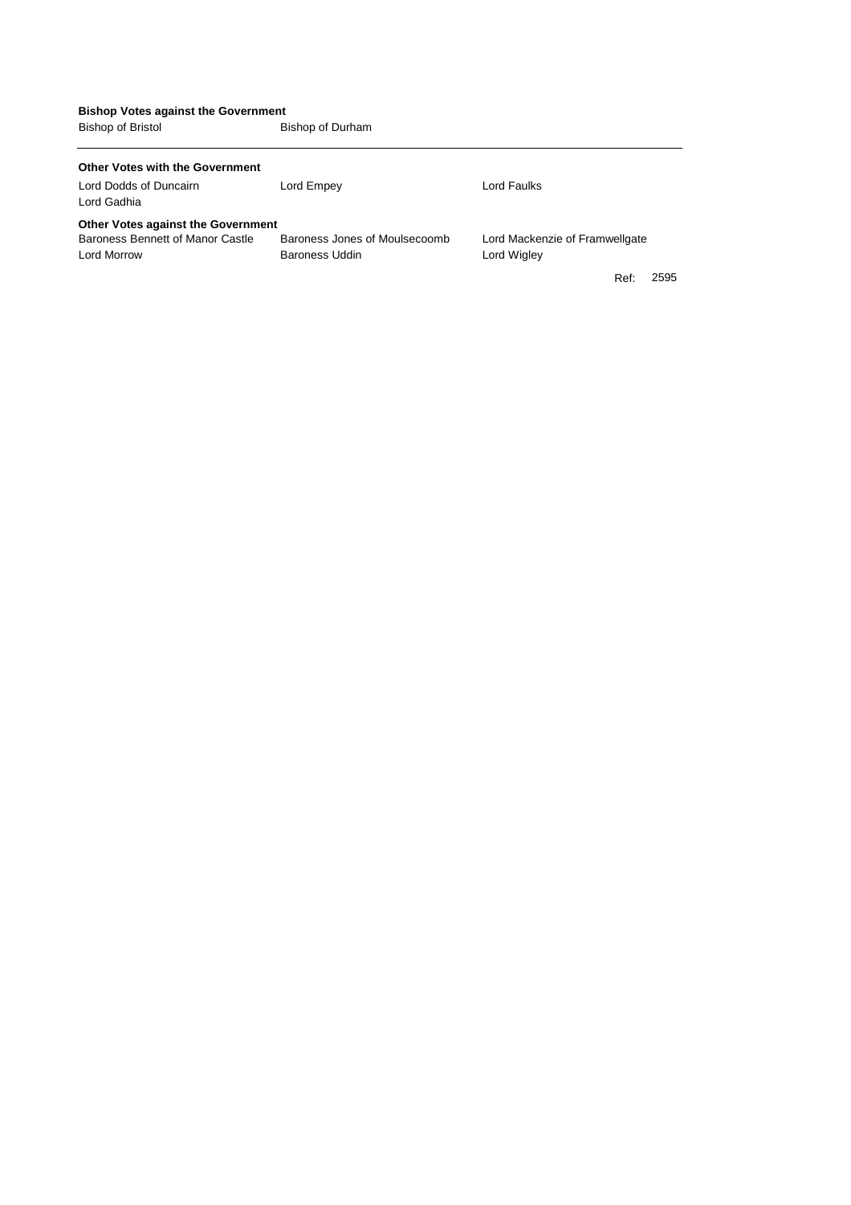**Bishop Votes against the Government**

| | |
|---|---|
| Bishop of Bristol | Bishop of Durham |

---

**Other Votes with the Government**

| | | |
|---|---|---|
| Lord Dodds of Duncairn | Lord Empey | Lord Faulks |
| Lord Gadhia | | |

**Other Votes against the Government**

| | | |
|---|---|---|
| Baroness Bennett of Manor Castle | Baroness Jones of Moulsecoomb | Lord Mackenzie of Framwellgate |
| Lord Morrow | Baroness Uddin | Lord Wigley |

Ref: 2595